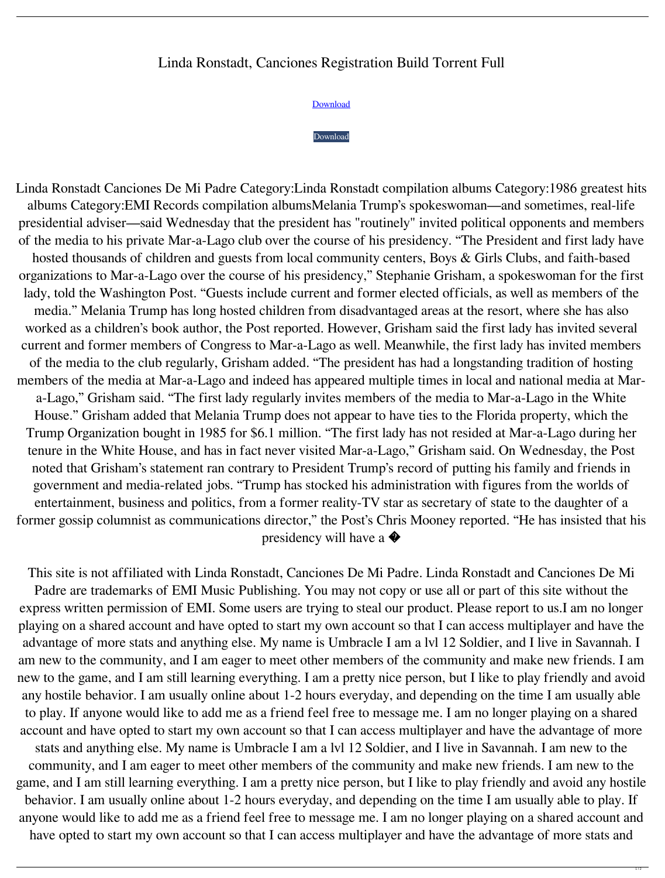# Linda Ronstadt, Canciones Registration Build Torrent Full

Download

Download

Linda Ronstadt Canciones De Mi Padre Category:Linda Ronstadt compilation albums Category:1986 greatest hits albums Category:EMI Records compilation albumsMelania Trump's spokeswoman—and sometimes, real-life presidential adviser—said Wednesday that the president has "routinely" invited political opponents and members of the media to his private Mar-a-Lago club over the course of his presidency. "The President and first lady have hosted thousands of children and guests from local community centers, Boys & Girls Clubs, and faith-based organizations to Mar-a-Lago over the course of his presidency," Stephanie Grisham, a spokeswoman for the first lady, told the Washington Post. "Guests include current and former elected officials, as well as members of the media." Melania Trump has long hosted children from disadvantaged areas at the resort, where she has also worked as a children's book author, the Post reported. However, Grisham said the first lady has invited several current and former members of Congress to Mar-a-Lago as well. Meanwhile, the first lady has invited members of the media to the club regularly, Grisham added. "The president has had a longstanding tradition of hosting members of the media at Mar-a-Lago and indeed has appeared multiple times in local and national media at Mar-a-Lago," Grisham said. "The first lady regularly invites members of the media to Mar-a-Lago in the White House." Grisham added that Melania Trump does not appear to have ties to the Florida property, which the Trump Organization bought in 1985 for $6.1 million. "The first lady has not resided at Mar-a-Lago during her tenure in the White House, and has in fact never visited Mar-a-Lago," Grisham said. On Wednesday, the Post noted that Grisham's statement ran contrary to President Trump's record of putting his family and friends in government and media-related jobs. "Trump has stocked his administration with figures from the worlds of entertainment, business and politics, from a former reality-TV star as secretary of state to the daughter of a former gossip columnist as communications director," the Post's Chris Mooney reported. "He has insisted that his presidency will have a �

This site is not affiliated with Linda Ronstadt, Canciones De Mi Padre. Linda Ronstadt and Canciones De Mi Padre are trademarks of EMI Music Publishing. You may not copy or use all or part of this site without the express written permission of EMI. Some users are trying to steal our product. Please report to us.I am no longer playing on a shared account and have opted to start my own account so that I can access multiplayer and have the advantage of more stats and anything else. My name is Umbracle I am a lvl 12 Soldier, and I live in Savannah. I am new to the community, and I am eager to meet other members of the community and make new friends. I am new to the game, and I am still learning everything. I am a pretty nice person, but I like to play friendly and avoid any hostile behavior. I am usually online about 1-2 hours everyday, and depending on the time I am usually able to play. If anyone would like to add me as a friend feel free to message me. I am no longer playing on a shared account and have opted to start my own account so that I can access multiplayer and have the advantage of more stats and anything else. My name is Umbracle I am a lvl 12 Soldier, and I live in Savannah. I am new to the community, and I am eager to meet other members of the community and make new friends. I am new to the game, and I am still learning everything. I am a pretty nice person, but I like to play friendly and avoid any hostile behavior. I am usually online about 1-2 hours everyday, and depending on the time I am usually able to play. If anyone would like to add me as a friend feel free to message me. I am no longer playing on a shared account and have opted to start my own account so that I can access multiplayer and have the advantage of more stats and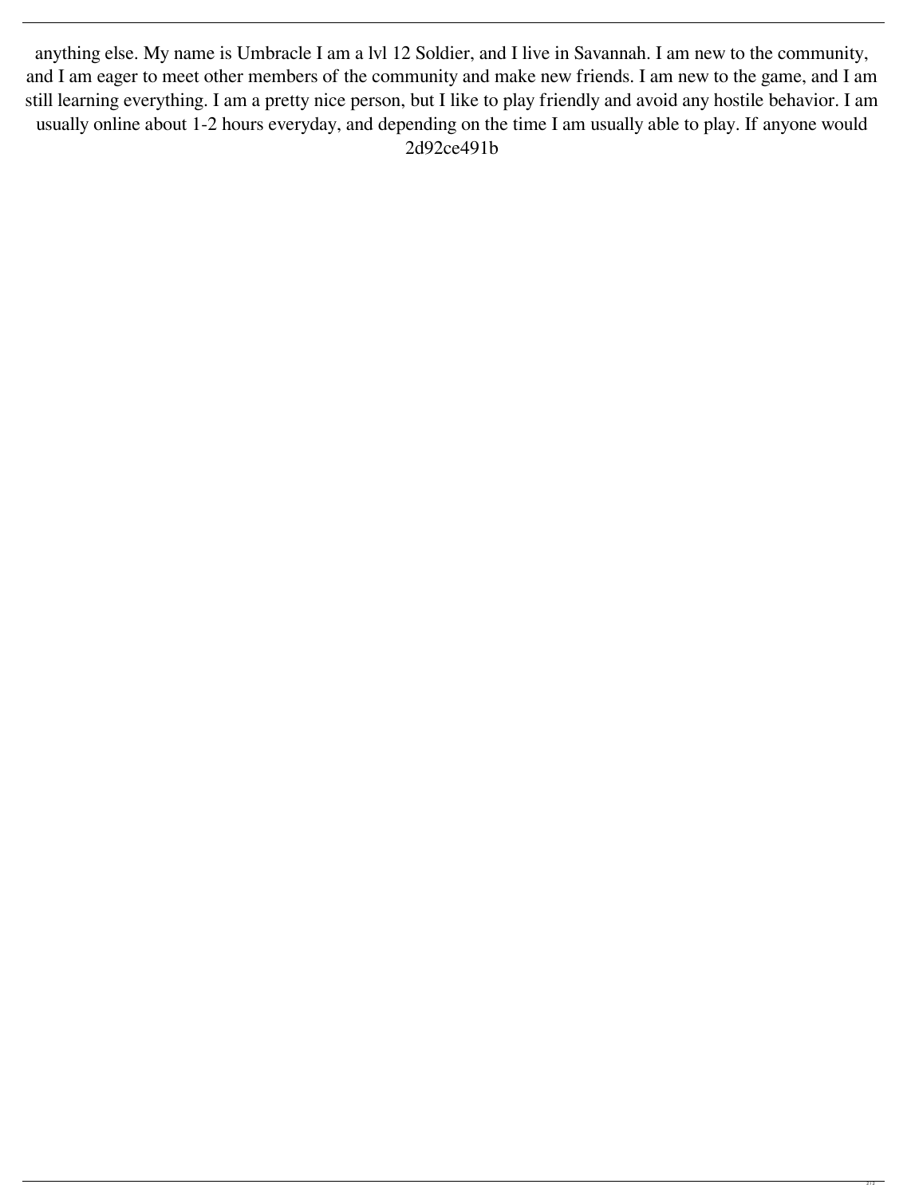anything else. My name is Umbracle I am a lvl 12 Soldier, and I live in Savannah. I am new to the community, and I am eager to meet other members of the community and make new friends. I am new to the game, and I am still learning everything. I am a pretty nice person, but I like to play friendly and avoid any hostile behavior. I am usually online about 1-2 hours everyday, and depending on the time I am usually able to play. If anyone would 2d92ce491b